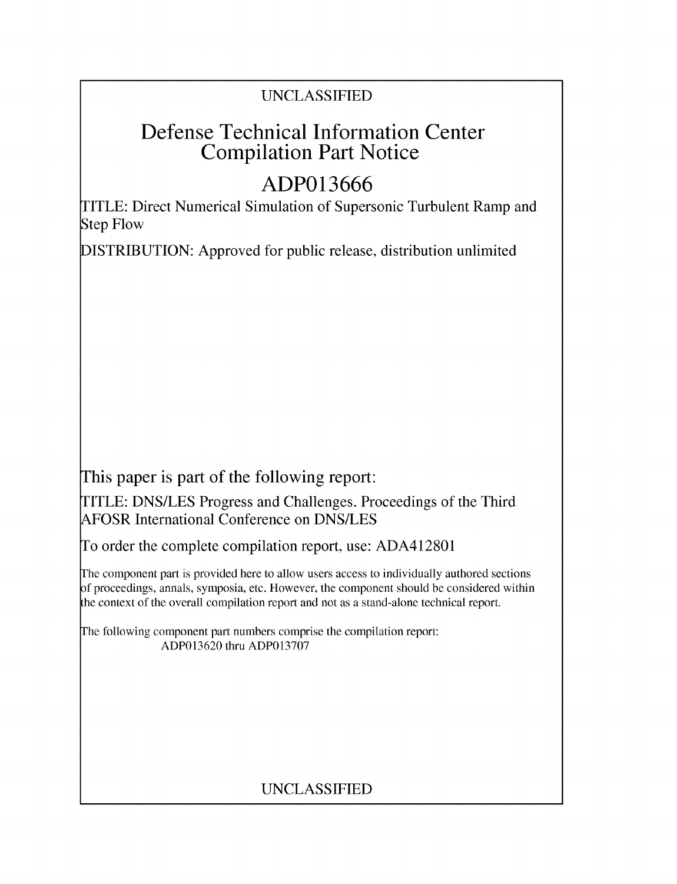UNCLASSIFIED

# Defense Technical Information Center Compilation Part Notice

# ADP013666

TITLE: Direct Numerical Simulation of Supersonic Turbulent Ramp and Step Flow

DISTRIBUTION: Approved for public release, distribution unlimited

This paper is part of the following report:

TITLE: DNS/LES Progress and Challenges. Proceedings of the Third AFOSR International Conference on DNS/LES

To order the complete compilation report, use: ADA412801

The component part is provided here to allow users access to individually authored sections of proceedings, annals, symposia, etc. However, the component should be considered within the context of the overall compilation report and not as a stand-alone technical report.

The following component part numbers comprise the compilation report:
ADP013620 thru ADP013707

UNCLASSIFIED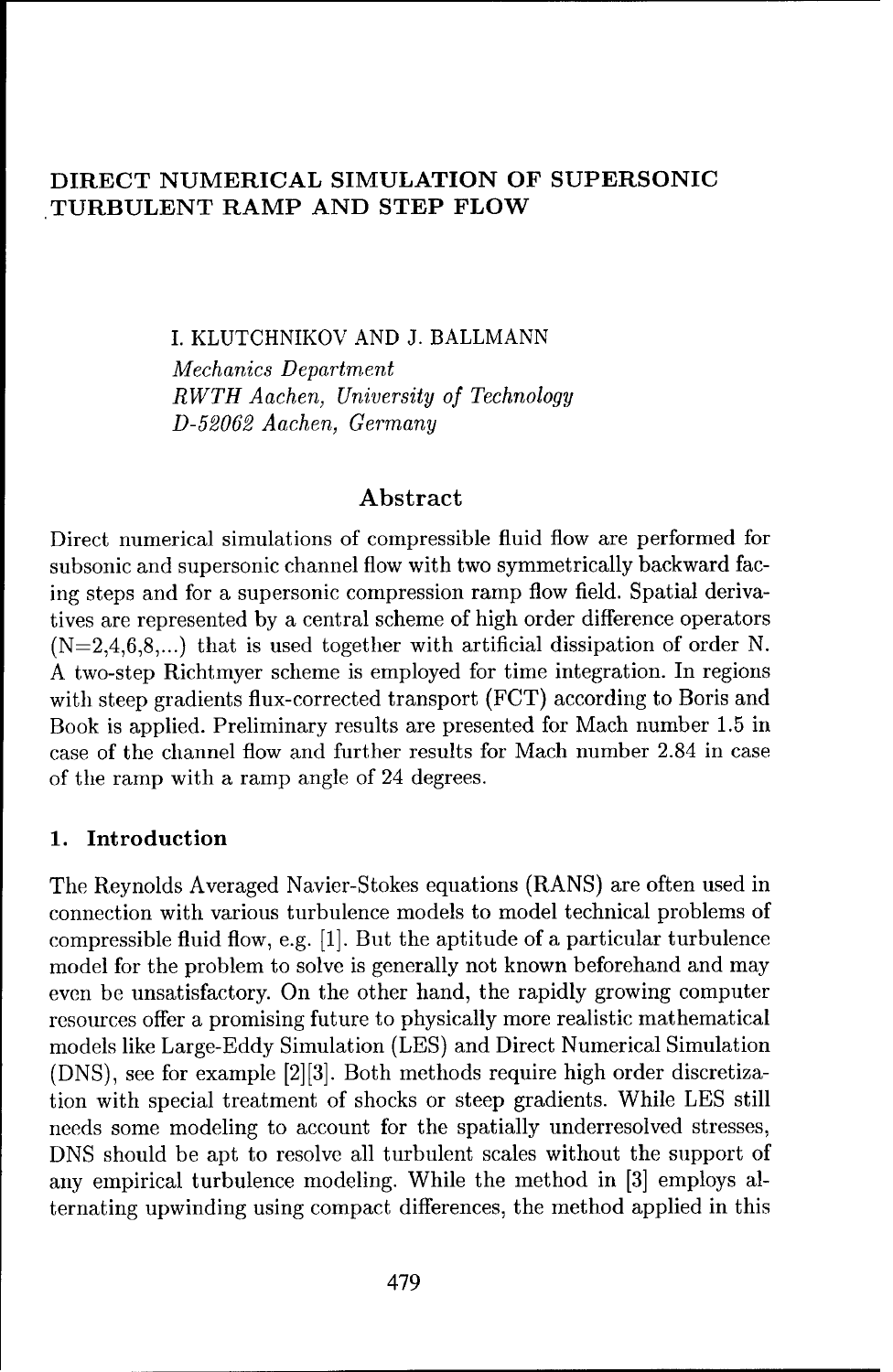# DIRECT NUMERICAL SIMULATION OF SUPERSONIC TURBULENT RAMP AND STEP FLOW

I. KLUTCHNIKOV AND J. BALLMANN

*Mechanics Department*
*RWTH Aachen, University of Technology*
*D-52062 Aachen, Germany*

## Abstract

Direct numerical simulations of compressible fluid flow are performed for subsonic and supersonic channel flow with two symmetrically backward facing steps and for a supersonic compression ramp flow field. Spatial derivatives are represented by a central scheme of high order difference operators (N=2,4,6,8,...) that is used together with artificial dissipation of order N. A two-step Richtmyer scheme is employed for time integration. In regions with steep gradients flux-corrected transport (FCT) according to Boris and Book is applied. Preliminary results are presented for Mach number 1.5 in case of the channel flow and further results for Mach number 2.84 in case of the ramp with a ramp angle of 24 degrees.

## 1. Introduction

The Reynolds Averaged Navier-Stokes equations (RANS) are often used in connection with various turbulence models to model technical problems of compressible fluid flow, e.g. [1]. But the aptitude of a particular turbulence model for the problem to solve is generally not known beforehand and may even be unsatisfactory. On the other hand, the rapidly growing computer resources offer a promising future to physically more realistic mathematical models like Large-Eddy Simulation (LES) and Direct Numerical Simulation (DNS), see for example [2][3]. Both methods require high order discretization with special treatment of shocks or steep gradients. While LES still needs some modeling to account for the spatially underresolved stresses, DNS should be apt to resolve all turbulent scales without the support of any empirical turbulence modeling. While the method in [3] employs alternating upwinding using compact differences, the method applied in this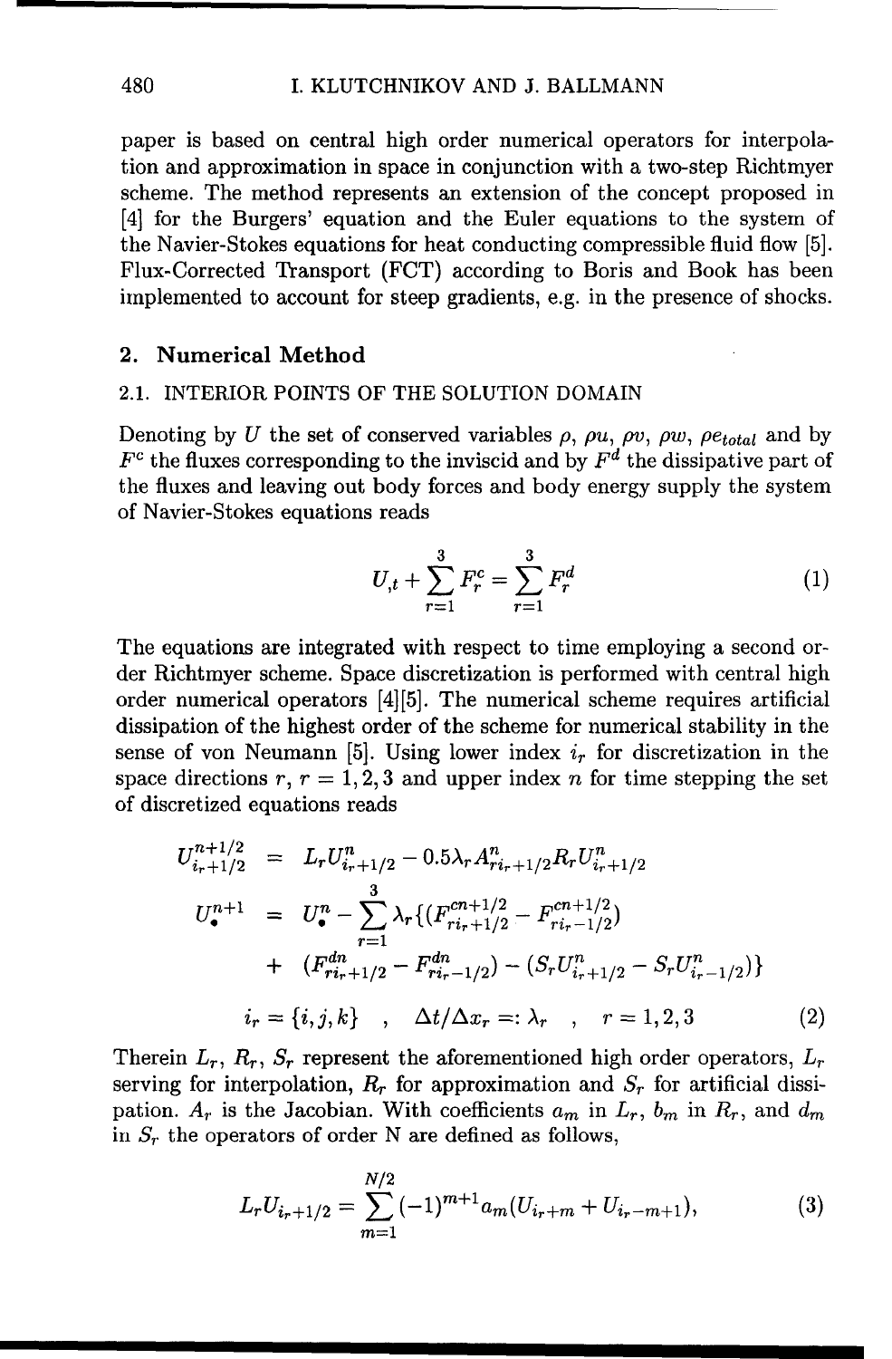paper is based on central high order numerical operators for interpolation and approximation in space in conjunction with a two-step Richtmyer scheme. The method represents an extension of the concept proposed in [4] for the Burgers' equation and the Euler equations to the system of the Navier-Stokes equations for heat conducting compressible fluid flow [5]. Flux-Corrected Transport (FCT) according to Boris and Book has been implemented to account for steep gradients, e.g. in the presence of shocks.

## 2. Numerical Method

### 2.1. INTERIOR POINTS OF THE SOLUTION DOMAIN

Denoting by $U$ the set of conserved variables $\rho$, $\rho u$, $\rho v$, $\rho w$, $\rho e_{total}$ and by $F^c$ the fluxes corresponding to the inviscid and by $F^d$ the dissipative part of the fluxes and leaving out body forces and body energy supply the system of Navier-Stokes equations reads

$$U_{,t} + \sum_{r=1}^{3} F_r^c = \sum_{r=1}^{3} F_r^d \tag{1}$$

The equations are integrated with respect to time employing a second order Richtmyer scheme. Space discretization is performed with central high order numerical operators [4][5]. The numerical scheme requires artificial dissipation of the highest order of the scheme for numerical stability in the sense of von Neumann [5]. Using lower index $i_r$ for discretization in the space directions $r$, $r = 1,2,3$ and upper index $n$ for time stepping the set of discretized equations reads

$$\begin{aligned}
U_{i_r+1/2}^{n+1/2} &= L_r U_{i_r+1/2}^{n} - 0.5\lambda_r A_{r i_r+1/2}^{n} R_r U_{i_r+1/2}^{n} \\
U_{\bullet}^{n+1} &= U_{\bullet}^{n} - \sum_{r=1}^{3} \lambda_r \{ (F_{r i_r+1/2}^{cn+1/2} - F_{r i_r-1/2}^{cn+1/2}) \\
&+ \; (F_{r i_r+1/2}^{dn} - F_{r i_r-1/2}^{dn}) - (S_r U_{i_r+1/2}^{n} - S_r U_{i_r-1/2}^{n}) \} \\
i_r &= \{i,j,k\} \quad , \quad \Delta t / \Delta x_r =: \lambda_r \quad , \quad r = 1,2,3
\end{aligned} \tag{2}$$

Therein $L_r$, $R_r$, $S_r$ represent the aforementioned high order operators, $L_r$ serving for interpolation, $R_r$ for approximation and $S_r$ for artificial dissipation. $A_r$ is the Jacobian. With coefficients $a_m$ in $L_r$, $b_m$ in $R_r$, and $d_m$ in $S_r$ the operators of order N are defined as follows,

$$L_r U_{i_r+1/2} = \sum_{m=1}^{N/2} (-1)^{m+1} a_m (U_{i_r+m} + U_{i_r-m+1}), \tag{3}$$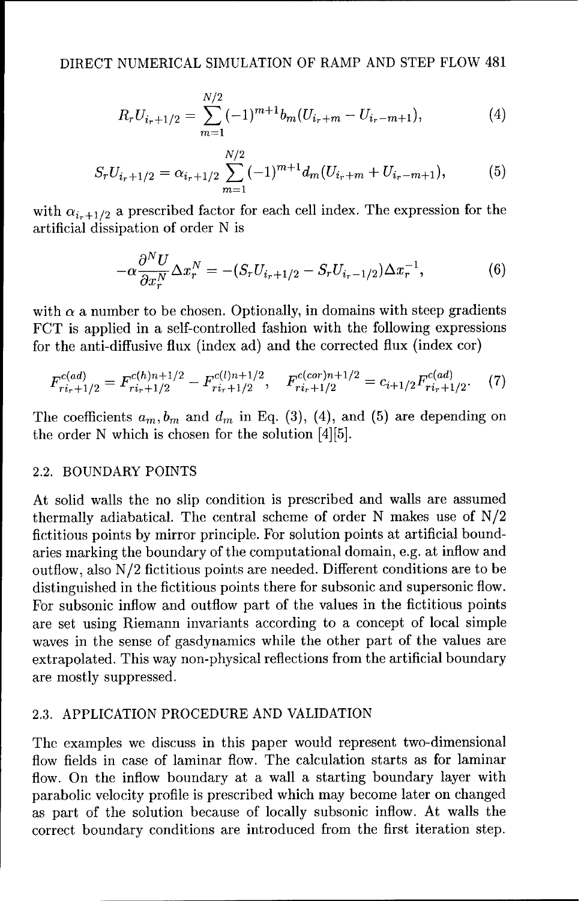$$R_r U_{i_r+1/2} = \sum_{m=1}^{N/2} (-1)^{m+1} b_m (U_{i_r+m} - U_{i_r-m+1}), \tag{4}$$

$$S_r U_{i_r+1/2} = \alpha_{i_r+1/2} \sum_{m=1}^{N/2} (-1)^{m+1} d_m (U_{i_r+m} + U_{i_r-m+1}), \tag{5}$$

with $\alpha_{i_r+1/2}$ a prescribed factor for each cell index. The expression for the artificial dissipation of order N is

$$-\alpha \frac{\partial^N U}{\partial x_r^N} \Delta x_r^N = -(S_r U_{i_r+1/2} - S_r U_{i_r-1/2}) \Delta x_r^{-1}, \tag{6}$$

with $\alpha$ a number to be chosen. Optionally, in domains with steep gradients FCT is applied in a self-controlled fashion with the following expressions for the anti-diffusive flux (index ad) and the corrected flux (index cor)

$$F^{c(ad)}_{ri_r+1/2} = F^{c(h)n+1/2}_{ri_r+1/2} - F^{c(l)n+1/2}_{ri_r+1/2}, \quad F^{c(cor)n+1/2}_{ri_r+1/2} = c_{i+1/2} F^{c(ad)}_{ri_r+1/2}. \tag{7}$$

The coefficients $a_m, b_m$ and $d_m$ in Eq. (3), (4), and (5) are depending on the order N which is chosen for the solution [4][5].

### 2.2. BOUNDARY POINTS

At solid walls the no slip condition is prescribed and walls are assumed thermally adiabatical. The central scheme of order N makes use of N/2 fictitious points by mirror principle. For solution points at artificial boundaries marking the boundary of the computational domain, e.g. at inflow and outflow, also N/2 fictitious points are needed. Different conditions are to be distinguished in the fictitious points there for subsonic and supersonic flow. For subsonic inflow and outflow part of the values in the fictitious points are set using Riemann invariants according to a concept of local simple waves in the sense of gasdynamics while the other part of the values are extrapolated. This way non-physical reflections from the artificial boundary are mostly suppressed.

### 2.3. APPLICATION PROCEDURE AND VALIDATION

The examples we discuss in this paper would represent two-dimensional flow fields in case of laminar flow. The calculation starts as for laminar flow. On the inflow boundary at a wall a starting boundary layer with parabolic velocity profile is prescribed which may become later on changed as part of the solution because of locally subsonic inflow. At walls the correct boundary conditions are introduced from the first iteration step.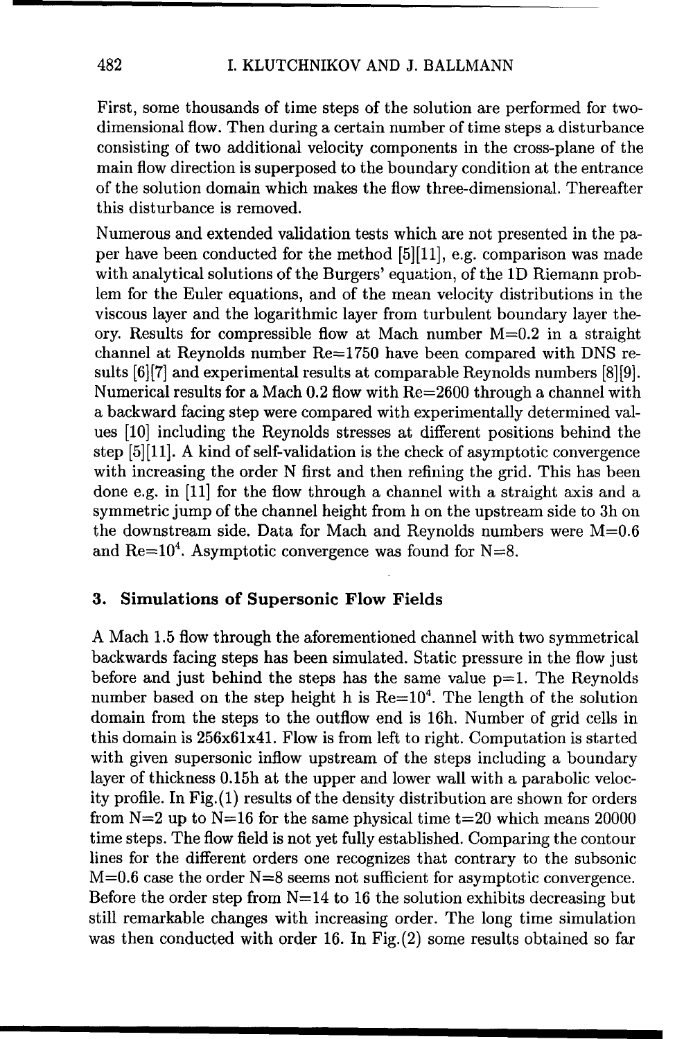First, some thousands of time steps of the solution are performed for two-dimensional flow. Then during a certain number of time steps a disturbance consisting of two additional velocity components in the cross-plane of the main flow direction is superposed to the boundary condition at the entrance of the solution domain which makes the flow three-dimensional. Thereafter this disturbance is removed.

Numerous and extended validation tests which are not presented in the paper have been conducted for the method [5][11], e.g. comparison was made with analytical solutions of the Burgers' equation, of the 1D Riemann problem for the Euler equations, and of the mean velocity distributions in the viscous layer and the logarithmic layer from turbulent boundary layer theory. Results for compressible flow at Mach number M=0.2 in a straight channel at Reynolds number Re=1750 have been compared with DNS results [6][7] and experimental results at comparable Reynolds numbers [8][9]. Numerical results for a Mach 0.2 flow with Re=2600 through a channel with a backward facing step were compared with experimentally determined values [10] including the Reynolds stresses at different positions behind the step [5][11]. A kind of self-validation is the check of asymptotic convergence with increasing the order N first and then refining the grid. This has been done e.g. in [11] for the flow through a channel with a straight axis and a symmetric jump of the channel height from h on the upstream side to 3h on the downstream side. Data for Mach and Reynolds numbers were M=0.6 and $Re=10^4$. Asymptotic convergence was found for N=8.

## 3. Simulations of Supersonic Flow Fields

A Mach 1.5 flow through the aforementioned channel with two symmetrical backwards facing steps has been simulated. Static pressure in the flow just before and just behind the steps has the same value p=1. The Reynolds number based on the step height h is $Re=10^4$. The length of the solution domain from the steps to the outflow end is 16h. Number of grid cells in this domain is 256x61x41. Flow is from left to right. Computation is started with given supersonic inflow upstream of the steps including a boundary layer of thickness 0.15h at the upper and lower wall with a parabolic velocity profile. In Fig.(1) results of the density distribution are shown for orders from N=2 up to N=16 for the same physical time t=20 which means 20000 time steps. The flow field is not yet fully established. Comparing the contour lines for the different orders one recognizes that contrary to the subsonic M=0.6 case the order N=8 seems not sufficient for asymptotic convergence. Before the order step from N=14 to 16 the solution exhibits decreasing but still remarkable changes with increasing order. The long time simulation was then conducted with order 16. In Fig.(2) some results obtained so far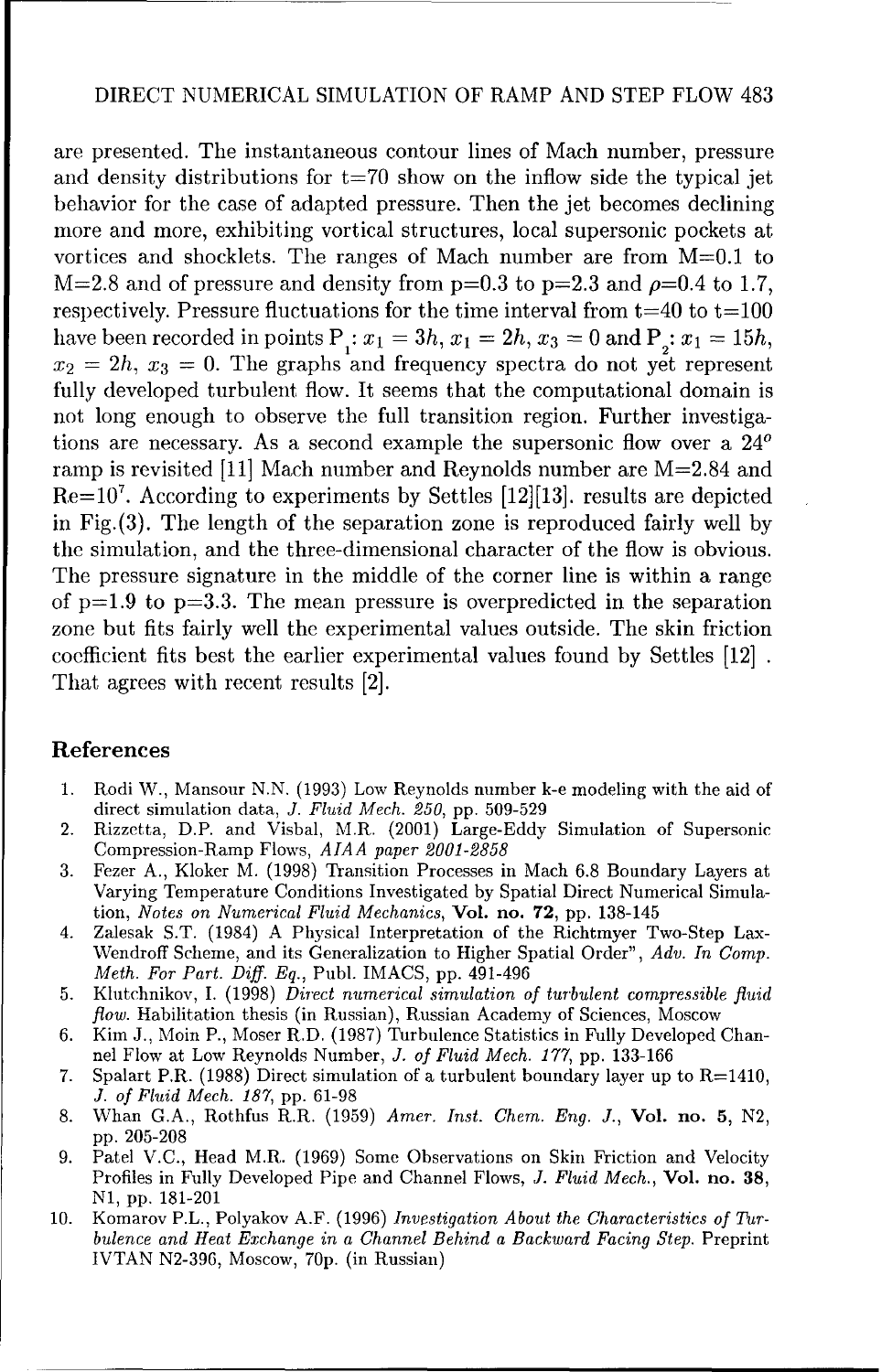are presented. The instantaneous contour lines of Mach number, pressure and density distributions for t=70 show on the inflow side the typical jet behavior for the case of adapted pressure. Then the jet becomes declining more and more, exhibiting vortical structures, local supersonic pockets at vortices and shocklets. The ranges of Mach number are from M=0.1 to M=2.8 and of pressure and density from p=0.3 to p=2.3 and $\rho$=0.4 to 1.7, respectively. Pressure fluctuations for the time interval from t=40 to t=100 have been recorded in points $P_1$: $x_1 = 3h$, $x_1 = 2h$, $x_3 = 0$ and $P_2$: $x_1 = 15h$, $x_2 = 2h$, $x_3 = 0$. The graphs and frequency spectra do not yet represent fully developed turbulent flow. It seems that the computational domain is not long enough to observe the full transition region. Further investigations are necessary. As a second example the supersonic flow over a $24^o$ ramp is revisited [11] Mach number and Reynolds number are M=2.84 and Re=$10^7$. According to experiments by Settles [12][13]. results are depicted in Fig.(3). The length of the separation zone is reproduced fairly well by the simulation, and the three-dimensional character of the flow is obvious. The pressure signature in the middle of the corner line is within a range of p=1.9 to p=3.3. The mean pressure is overpredicted in the separation zone but fits fairly well the experimental values outside. The skin friction coefficient fits best the earlier experimental values found by Settles [12] . That agrees with recent results [2].

## References

1. Rodi W., Mansour N.N. (1993) Low Reynolds number k-e modeling with the aid of direct simulation data, *J. Fluid Mech. 250*, pp. 509-529
2. Rizzetta, D.P. and Visbal, M.R. (2001) Large-Eddy Simulation of Supersonic Compression-Ramp Flows, *AIAA paper 2001-2858*
3. Fezer A., Kloker M. (1998) Transition Processes in Mach 6.8 Boundary Layers at Varying Temperature Conditions Investigated by Spatial Direct Numerical Simulation, *Notes on Numerical Fluid Mechanics*, **Vol. no. 72**, pp. 138-145
4. Zalesak S.T. (1984) A Physical Interpretation of the Richtmyer Two-Step Lax-Wendroff Scheme, and its Generalization to Higher Spatial Order", *Adv. In Comp. Meth. For Part. Diff. Eq.*, Publ. IMACS, pp. 491-496
5. Klutchnikov, I. (1998) *Direct numerical simulation of turbulent compressible fluid flow.* Habilitation thesis (in Russian), Russian Academy of Sciences, Moscow
6. Kim J., Moin P., Moser R.D. (1987) Turbulence Statistics in Fully Developed Channel Flow at Low Reynolds Number, *J. of Fluid Mech. 177*, pp. 133-166
7. Spalart P.R. (1988) Direct simulation of a turbulent boundary layer up to R=1410, *J. of Fluid Mech. 187*, pp. 61-98
8. Whan G.A., Rothfus R.R. (1959) *Amer. Inst. Chem. Eng. J.*, **Vol. no. 5**, N2, pp. 205-208
9. Patel V.C., Head M.R. (1969) Some Observations on Skin Friction and Velocity Profiles in Fully Developed Pipe and Channel Flows, *J. Fluid Mech.*, **Vol. no. 38**, N1, pp. 181-201
10. Komarov P.L., Polyakov A.F. (1996) *Investigation About the Characteristics of Turbulence and Heat Exchange in a Channel Behind a Backward Facing Step.* Preprint IVTAN N2-396, Moscow, 70p. (in Russian)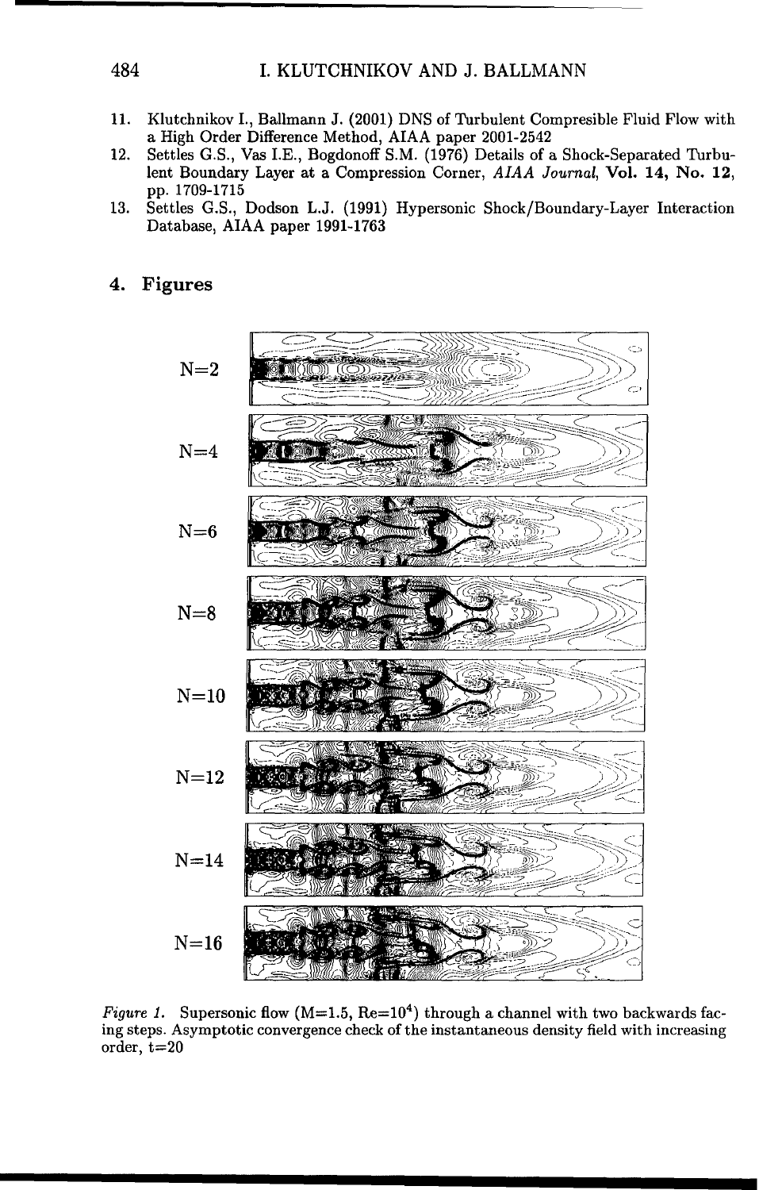11. Klutchnikov I., Ballmann J. (2001) DNS of Turbulent Compresible Fluid Flow with a High Order Difference Method, AIAA paper 2001-2542
12. Settles G.S., Vas I.E., Bogdonoff S.M. (1976) Details of a Shock-Separated Turbulent Boundary Layer at a Compression Corner, *AIAA Journal*, **Vol. 14, No. 12**, pp. 1709-1715
13. Settles G.S., Dodson L.J. (1991) Hypersonic Shock/Boundary-Layer Interaction Database, AIAA paper 1991-1763

## 4. Figures

N=2

N=4

N=6

N=8

N=10

N=12

N=14

N=16

*Figure 1.* Supersonic flow (M=1.5, Re=$10^4$) through a channel with two backwards facing steps. Asymptotic convergence check of the instantaneous density field with increasing order, t=20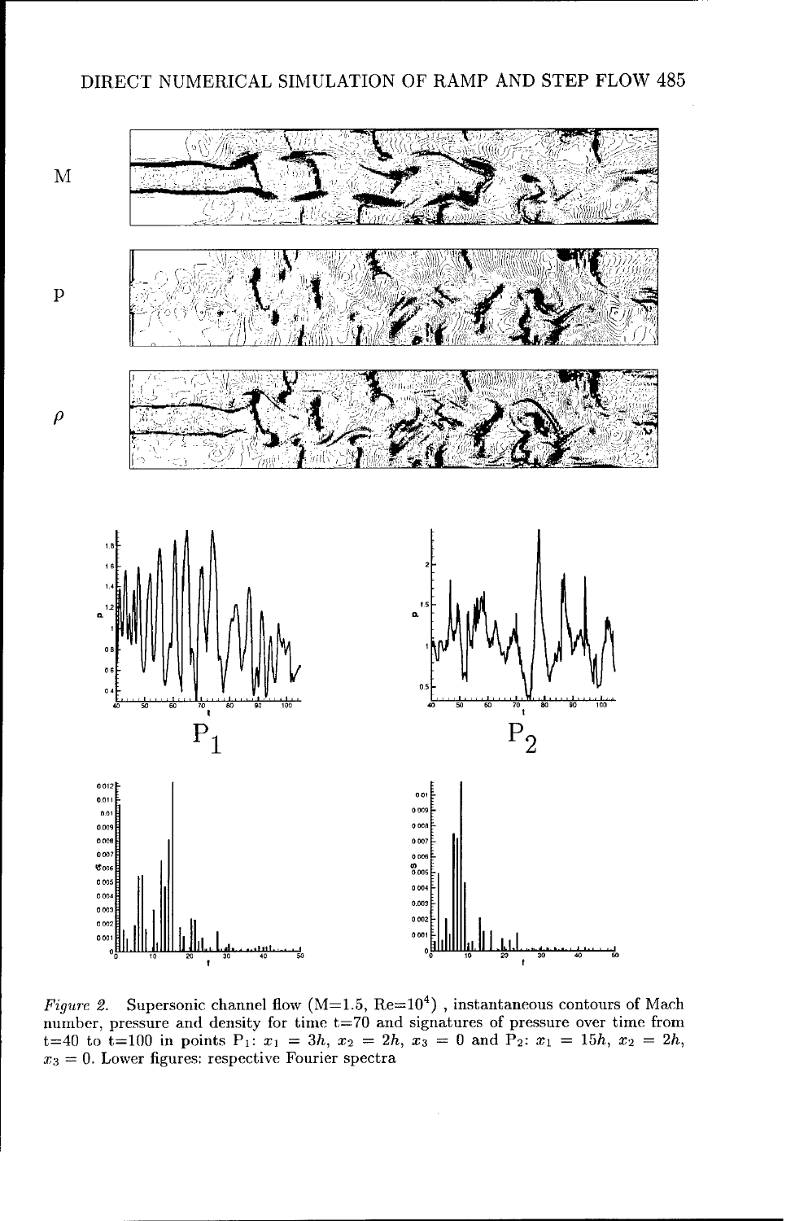*Figure 2.* Supersonic channel flow (M=1.5, Re=$10^4$) , instantaneous contours of Mach number, pressure and density for time t=70 and signatures of pressure over time from t=40 to t=100 in points $P_1$: $x_1 = 3h$, $x_2 = 2h$, $x_3 = 0$ and $P_2$: $x_1 = 15h$, $x_2 = 2h$, $x_3 = 0$. Lower figures: respective Fourier spectra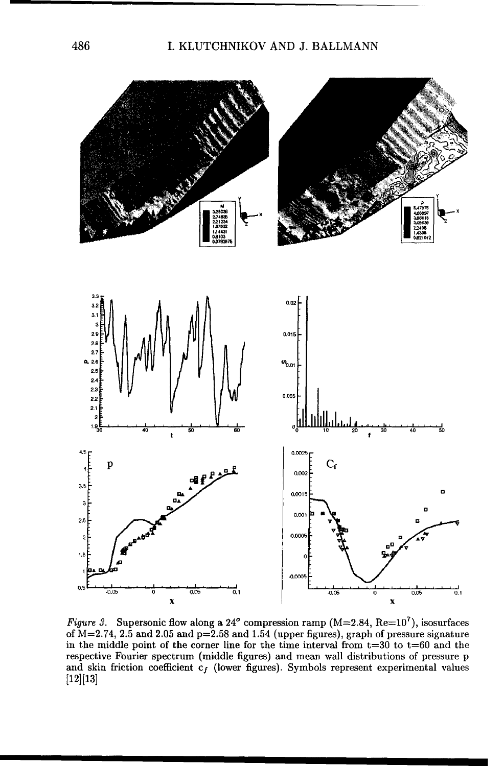M
3.28036
2.74635
2.21234
1.87532
1.14431
0.8103
0.0782875

p
5.47976
4.66997
3.88018
3.05039
2.2406
1.4308
0.821012

p

t

S

f

p

x

$C_f$

x

*Figure 3.* Supersonic flow along a 24° compression ramp (M=2.84, Re=$10^7$), isosurfaces of M=2.74, 2.5 and 2.05 and p=2.58 and 1.54 (upper figures), graph of pressure signature in the middle point of the corner line for the time interval from t=30 to t=60 and the respective Fourier spectrum (middle figures) and mean wall distributions of pressure p and skin friction coefficient $c_f$ (lower figures). Symbols represent experimental values [12][13]